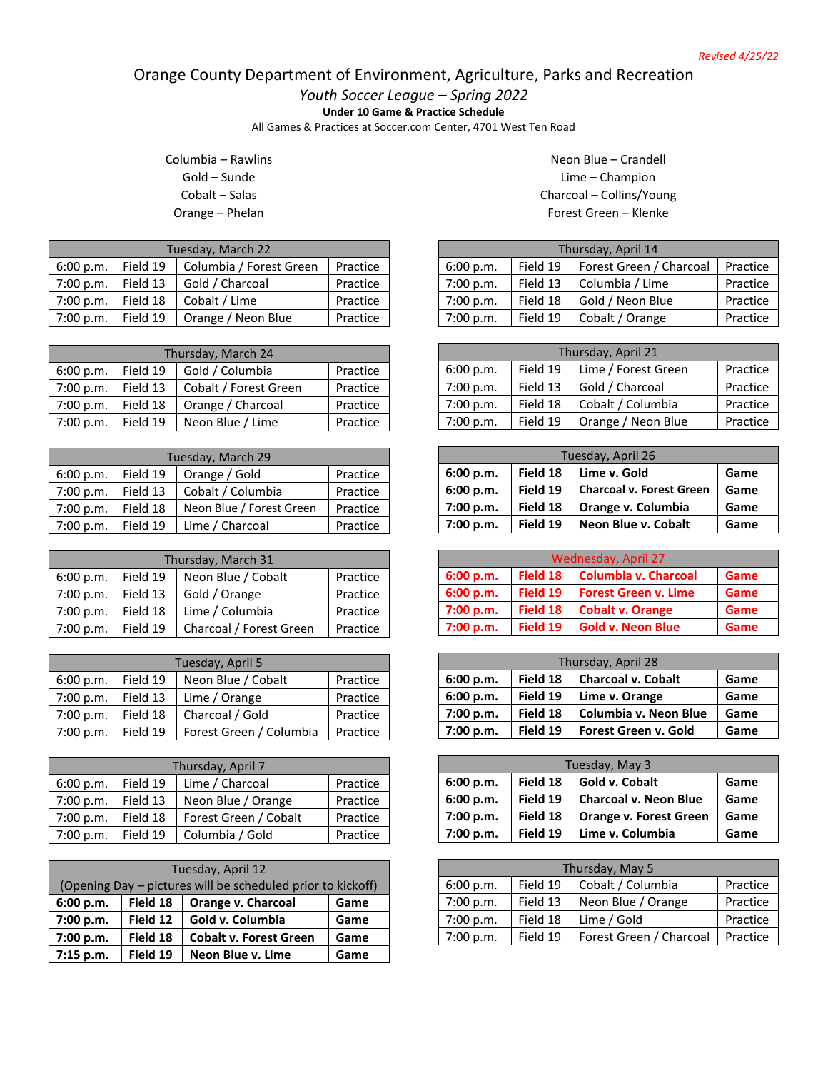*Revised 4/25/22*

# Orange County Department of Environment, Agriculture, Parks and Recreation

## *Youth Soccer League – Spring 2022*

**Under 10 Game & Practice Schedule**

All Games & Practices at Soccer.com Center, 4701 West Ten Road

Columbia – Rawlins
Gold – Sunde
Cobalt – Salas
Orange – Phelan

Neon Blue – Crandell
Lime – Champion
Charcoal – Collins/Young
Forest Green – Klenke

| Tuesday, March 22 | | | |
|---|---|---|---|
| 6:00 p.m. | Field 19 | Columbia / Forest Green | Practice |
| 7:00 p.m. | Field 13 | Gold / Charcoal | Practice |
| 7:00 p.m. | Field 18 | Cobalt / Lime | Practice |
| 7:00 p.m. | Field 19 | Orange / Neon Blue | Practice |

| Thursday, March 24 | | | |
|---|---|---|---|
| 6:00 p.m. | Field 19 | Gold / Columbia | Practice |
| 7:00 p.m. | Field 13 | Cobalt / Forest Green | Practice |
| 7:00 p.m. | Field 18 | Orange / Charcoal | Practice |
| 7:00 p.m. | Field 19 | Neon Blue / Lime | Practice |

| Tuesday, March 29 | | | |
|---|---|---|---|
| 6:00 p.m. | Field 19 | Orange / Gold | Practice |
| 7:00 p.m. | Field 13 | Cobalt / Columbia | Practice |
| 7:00 p.m. | Field 18 | Neon Blue / Forest Green | Practice |
| 7:00 p.m. | Field 19 | Lime / Charcoal | Practice |

| Thursday, March 31 | | | |
|---|---|---|---|
| 6:00 p.m. | Field 19 | Neon Blue / Cobalt | Practice |
| 7:00 p.m. | Field 13 | Gold / Orange | Practice |
| 7:00 p.m. | Field 18 | Lime / Columbia | Practice |
| 7:00 p.m. | Field 19 | Charcoal / Forest Green | Practice |

| Tuesday, April 5 | | | |
|---|---|---|---|
| 6:00 p.m. | Field 19 | Neon Blue / Cobalt | Practice |
| 7:00 p.m. | Field 13 | Lime / Orange | Practice |
| 7:00 p.m. | Field 18 | Charcoal / Gold | Practice |
| 7:00 p.m. | Field 19 | Forest Green / Columbia | Practice |

| Thursday, April 7 | | | |
|---|---|---|---|
| 6:00 p.m. | Field 19 | Lime / Charcoal | Practice |
| 7:00 p.m. | Field 13 | Neon Blue / Orange | Practice |
| 7:00 p.m. | Field 18 | Forest Green / Cobalt | Practice |
| 7:00 p.m. | Field 19 | Columbia / Gold | Practice |

| Tuesday, April 12 (Opening Day – pictures will be scheduled prior to kickoff) | | | |
|---|---|---|---|
| **6:00 p.m.** | **Field 18** | **Orange v. Charcoal** | **Game** |
| **7:00 p.m.** | **Field 12** | **Gold v. Columbia** | **Game** |
| **7:00 p.m.** | **Field 18** | **Cobalt v. Forest Green** | **Game** |
| **7:15 p.m.** | **Field 19** | **Neon Blue v. Lime** | **Game** |

| Thursday, April 14 | | | |
|---|---|---|---|
| 6:00 p.m. | Field 19 | Forest Green / Charcoal | Practice |
| 7:00 p.m. | Field 13 | Columbia / Lime | Practice |
| 7:00 p.m. | Field 18 | Gold / Neon Blue | Practice |
| 7:00 p.m. | Field 19 | Cobalt / Orange | Practice |

| Thursday, April 21 | | | |
|---|---|---|---|
| 6:00 p.m. | Field 19 | Lime / Forest Green | Practice |
| 7:00 p.m. | Field 13 | Gold / Charcoal | Practice |
| 7:00 p.m. | Field 18 | Cobalt / Columbia | Practice |
| 7:00 p.m. | Field 19 | Orange / Neon Blue | Practice |

| Tuesday, April 26 | | | |
|---|---|---|---|
| **6:00 p.m.** | **Field 18** | **Lime v. Gold** | **Game** |
| **6:00 p.m.** | **Field 19** | **Charcoal v. Forest Green** | **Game** |
| **7:00 p.m.** | **Field 18** | **Orange v. Columbia** | **Game** |
| **7:00 p.m.** | **Field 19** | **Neon Blue v. Cobalt** | **Game** |

| Wednesday, April 27 | | | |
|---|---|---|---|
| **6:00 p.m.** | **Field 18** | **Columbia v. Charcoal** | **Game** |
| **6:00 p.m.** | **Field 19** | **Forest Green v. Lime** | **Game** |
| **7:00 p.m.** | **Field 18** | **Cobalt v. Orange** | **Game** |
| **7:00 p.m.** | **Field 19** | **Gold v. Neon Blue** | **Game** |

| Thursday, April 28 | | | |
|---|---|---|---|
| **6:00 p.m.** | **Field 18** | **Charcoal v. Cobalt** | **Game** |
| **6:00 p.m.** | **Field 19** | **Lime v. Orange** | **Game** |
| **7:00 p.m.** | **Field 18** | **Columbia v. Neon Blue** | **Game** |
| **7:00 p.m.** | **Field 19** | **Forest Green v. Gold** | **Game** |

| Tuesday, May 3 | | | |
|---|---|---|---|
| **6:00 p.m.** | **Field 18** | **Gold v. Cobalt** | **Game** |
| **6:00 p.m.** | **Field 19** | **Charcoal v. Neon Blue** | **Game** |
| **7:00 p.m.** | **Field 18** | **Orange v. Forest Green** | **Game** |
| **7:00 p.m.** | **Field 19** | **Lime v. Columbia** | **Game** |

| Thursday, May 5 | | | |
|---|---|---|---|
| 6:00 p.m. | Field 19 | Cobalt / Columbia | Practice |
| 7:00 p.m. | Field 13 | Neon Blue / Orange | Practice |
| 7:00 p.m. | Field 18 | Lime / Gold | Practice |
| 7:00 p.m. | Field 19 | Forest Green / Charcoal | Practice |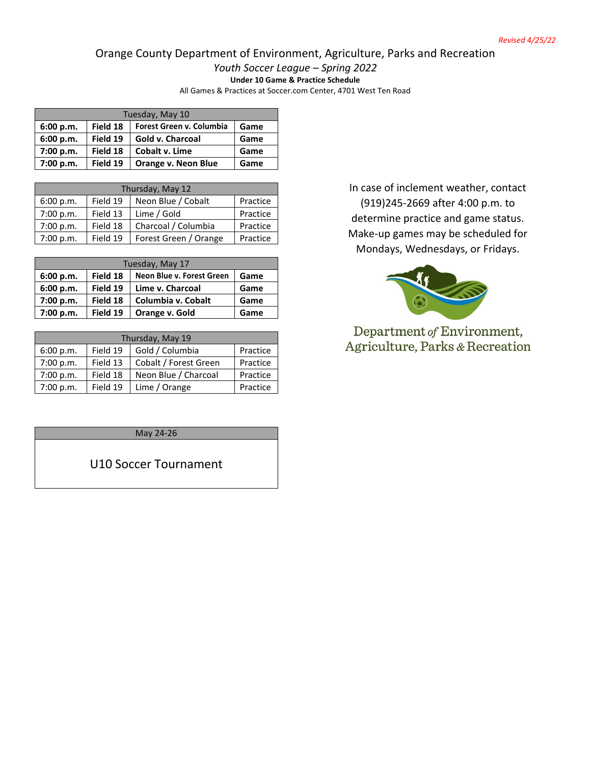*Revised 4/25/22*

# Orange County Department of Environment, Agriculture, Parks and Recreation

## *Youth Soccer League – Spring 2022*

**Under 10 Game & Practice Schedule**

All Games & Practices at Soccer.com Center, 4701 West Ten Road

| Tuesday, May 10 | | | |
|---|---|---|---|
| **6:00 p.m.** | **Field 18** | **Forest Green v. Columbia** | **Game** |
| **6:00 p.m.** | **Field 19** | **Gold v. Charcoal** | **Game** |
| **7:00 p.m.** | **Field 18** | **Cobalt v. Lime** | **Game** |
| **7:00 p.m.** | **Field 19** | **Orange v. Neon Blue** | **Game** |

| Thursday, May 12 | | | |
|---|---|---|---|
| 6:00 p.m. | Field 19 | Neon Blue / Cobalt | Practice |
| 7:00 p.m. | Field 13 | Lime / Gold | Practice |
| 7:00 p.m. | Field 18 | Charcoal / Columbia | Practice |
| 7:00 p.m. | Field 19 | Forest Green / Orange | Practice |

| Tuesday, May 17 | | | |
|---|---|---|---|
| **6:00 p.m.** | **Field 18** | **Neon Blue v. Forest Green** | **Game** |
| **6:00 p.m.** | **Field 19** | **Lime v. Charcoal** | **Game** |
| **7:00 p.m.** | **Field 18** | **Columbia v. Cobalt** | **Game** |
| **7:00 p.m.** | **Field 19** | **Orange v. Gold** | **Game** |

| Thursday, May 19 | | | |
|---|---|---|---|
| 6:00 p.m. | Field 19 | Gold / Columbia | Practice |
| 7:00 p.m. | Field 13 | Cobalt / Forest Green | Practice |
| 7:00 p.m. | Field 18 | Neon Blue / Charcoal | Practice |
| 7:00 p.m. | Field 19 | Lime / Orange | Practice |

| May 24-26 |
|---|
| U10 Soccer Tournament |

In case of inclement weather, contact (919)245-2669 after 4:00 p.m. to determine practice and game status. Make-up games may be scheduled for Mondays, Wednesdays, or Fridays.

Department *of* Environment, Agriculture, Parks & Recreation